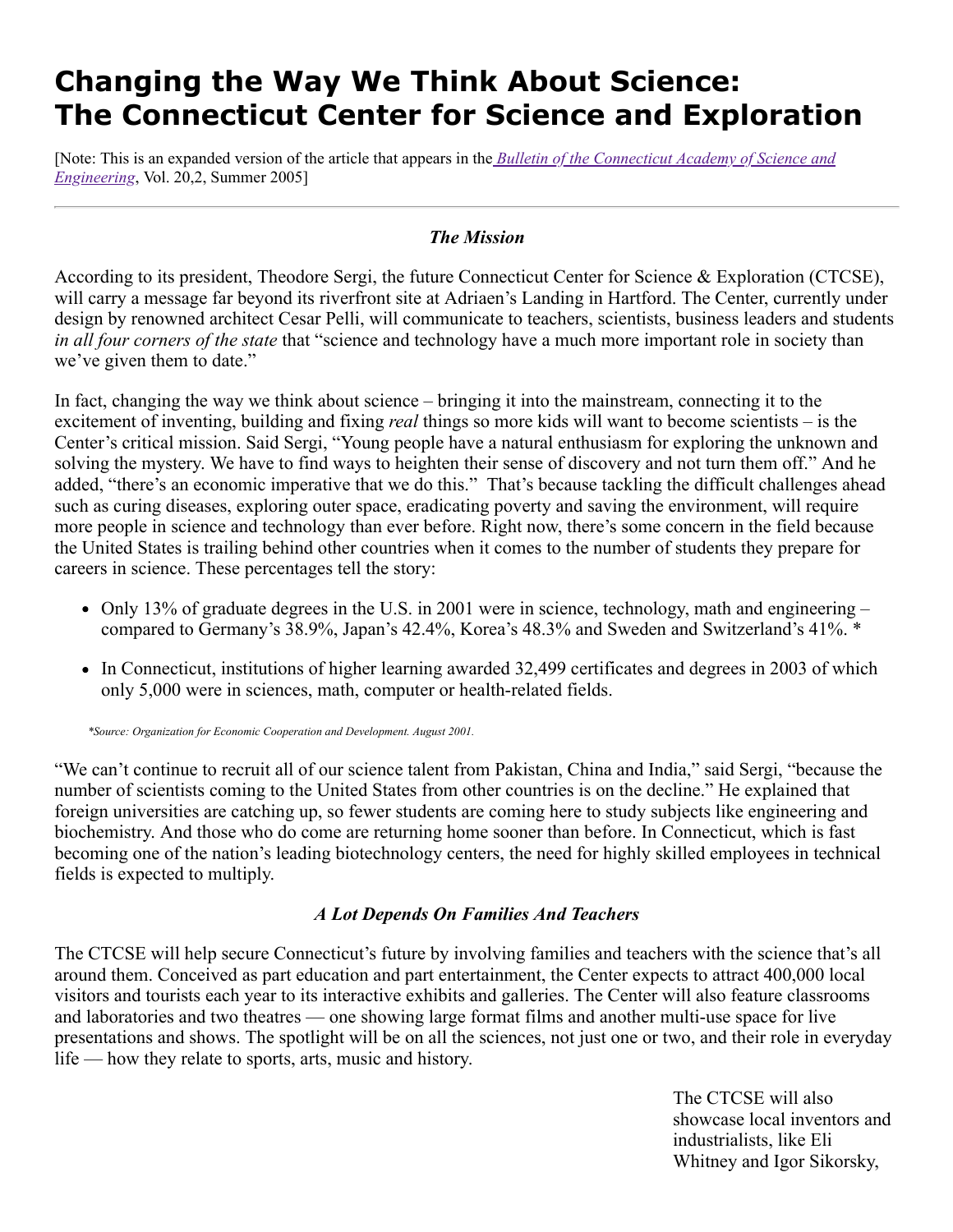# Changing the Way We Think About Science: The Connecticut Center for Science and Exploration

[Note: This is an expanded version of the article that appears in the *Bulletin of the Connecticut Academy of Science and Engineering*, Vol. 20,2, Summer 2005]

---

### *The Mission*

According to its president, Theodore Sergi, the future Connecticut Center for Science & Exploration (CTCSE), will carry a message far beyond its riverfront site at Adriaen's Landing in Hartford. The Center, currently under design by renowned architect Cesar Pelli, will communicate to teachers, scientists, business leaders and students *in all four corners of the state* that "science and technology have a much more important role in society than we've given them to date."

In fact, changing the way we think about science – bringing it into the mainstream, connecting it to the excitement of inventing, building and fixing *real* things so more kids will want to become scientists – is the Center's critical mission. Said Sergi, "Young people have a natural enthusiasm for exploring the unknown and solving the mystery. We have to find ways to heighten their sense of discovery and not turn them off." And he added, "there's an economic imperative that we do this." That's because tackling the difficult challenges ahead such as curing diseases, exploring outer space, eradicating poverty and saving the environment, will require more people in science and technology than ever before. Right now, there's some concern in the field because the United States is trailing behind other countries when it comes to the number of students they prepare for careers in science. These percentages tell the story:

- Only 13% of graduate degrees in the U.S. in 2001 were in science, technology, math and engineering – compared to Germany's 38.9%, Japan's 42.4%, Korea's 48.3% and Sweden and Switzerland's 41%. *
- In Connecticut, institutions of higher learning awarded 32,499 certificates and degrees in 2003 of which only 5,000 were in sciences, math, computer or health-related fields.

*\*Source: Organization for Economic Cooperation and Development. August 2001.*

"We can't continue to recruit all of our science talent from Pakistan, China and India," said Sergi, "because the number of scientists coming to the United States from other countries is on the decline." He explained that foreign universities are catching up, so fewer students are coming here to study subjects like engineering and biochemistry. And those who do come are returning home sooner than before. In Connecticut, which is fast becoming one of the nation's leading biotechnology centers, the need for highly skilled employees in technical fields is expected to multiply.

### *A Lot Depends On Families And Teachers*

The CTCSE will help secure Connecticut's future by involving families and teachers with the science that's all around them. Conceived as part education and part entertainment, the Center expects to attract 400,000 local visitors and tourists each year to its interactive exhibits and galleries. The Center will also feature classrooms and laboratories and two theatres — one showing large format films and another multi-use space for live presentations and shows. The spotlight will be on all the sciences, not just one or two, and their role in everyday life — how they relate to sports, arts, music and history.

The CTCSE will also showcase local inventors and industrialists, like Eli Whitney and Igor Sikorsky,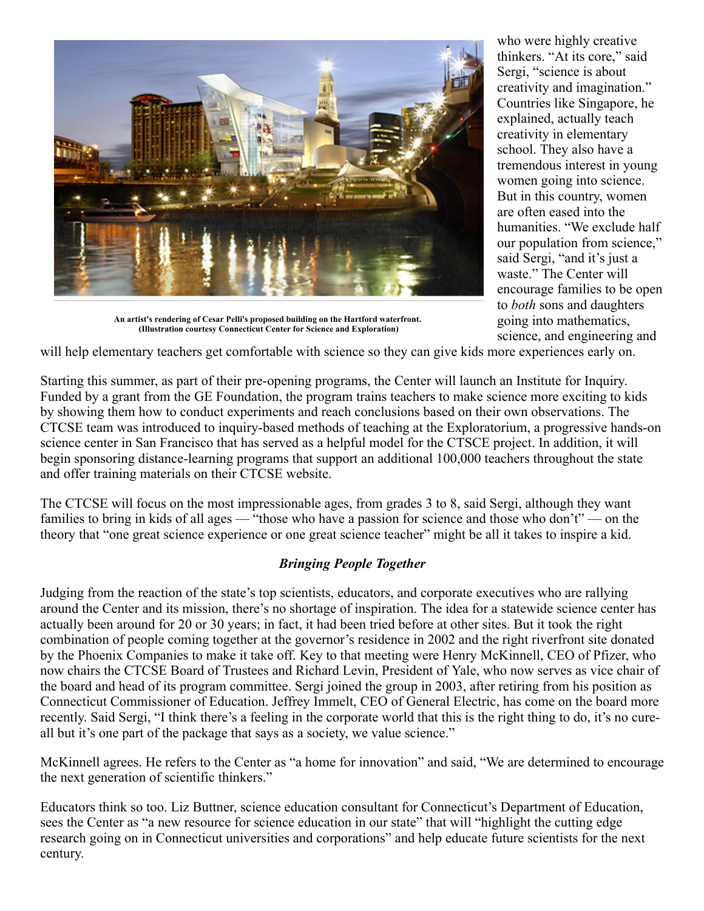An artist's rendering of Cesar Pelli's proposed building on the Hartford waterfront. (Illustration courtesy Connecticut Center for Science and Exploration)

who were highly creative thinkers. "At its core," said Sergi, "science is about creativity and imagination." Countries like Singapore, he explained, actually teach creativity in elementary school. They also have a tremendous interest in young women going into science. But in this country, women are often eased into the humanities. "We exclude half our population from science," said Sergi, "and it's just a waste." The Center will encourage families to be open to *both* sons and daughters going into mathematics, science, and engineering and will help elementary teachers get comfortable with science so they can give kids more experiences early on.

Starting this summer, as part of their pre-opening programs, the Center will launch an Institute for Inquiry. Funded by a grant from the GE Foundation, the program trains teachers to make science more exciting to kids by showing them how to conduct experiments and reach conclusions based on their own observations. The CTCSE team was introduced to inquiry-based methods of teaching at the Exploratorium, a progressive hands-on science center in San Francisco that has served as a helpful model for the CTSCE project. In addition, it will begin sponsoring distance-learning programs that support an additional 100,000 teachers throughout the state and offer training materials on their CTCSE website.

The CTCSE will focus on the most impressionable ages, from grades 3 to 8, said Sergi, although they want families to bring in kids of all ages — "those who have a passion for science and those who don't" — on the theory that "one great science experience or one great science teacher" might be all it takes to inspire a kid.

### *Bringing People Together*

Judging from the reaction of the state's top scientists, educators, and corporate executives who are rallying around the Center and its mission, there's no shortage of inspiration. The idea for a statewide science center has actually been around for 20 or 30 years; in fact, it had been tried before at other sites. But it took the right combination of people coming together at the governor's residence in 2002 and the right riverfront site donated by the Phoenix Companies to make it take off. Key to that meeting were Henry McKinnell, CEO of Pfizer, who now chairs the CTCSE Board of Trustees and Richard Levin, President of Yale, who now serves as vice chair of the board and head of its program committee. Sergi joined the group in 2003, after retiring from his position as Connecticut Commissioner of Education. Jeffrey Immelt, CEO of General Electric, has come on the board more recently. Said Sergi, "I think there's a feeling in the corporate world that this is the right thing to do, it's no cure-all but it's one part of the package that says as a society, we value science."

McKinnell agrees. He refers to the Center as "a home for innovation" and said, "We are determined to encourage the next generation of scientific thinkers."

Educators think so too. Liz Buttner, science education consultant for Connecticut's Department of Education, sees the Center as "a new resource for science education in our state" that will "highlight the cutting edge research going on in Connecticut universities and corporations" and help educate future scientists for the next century.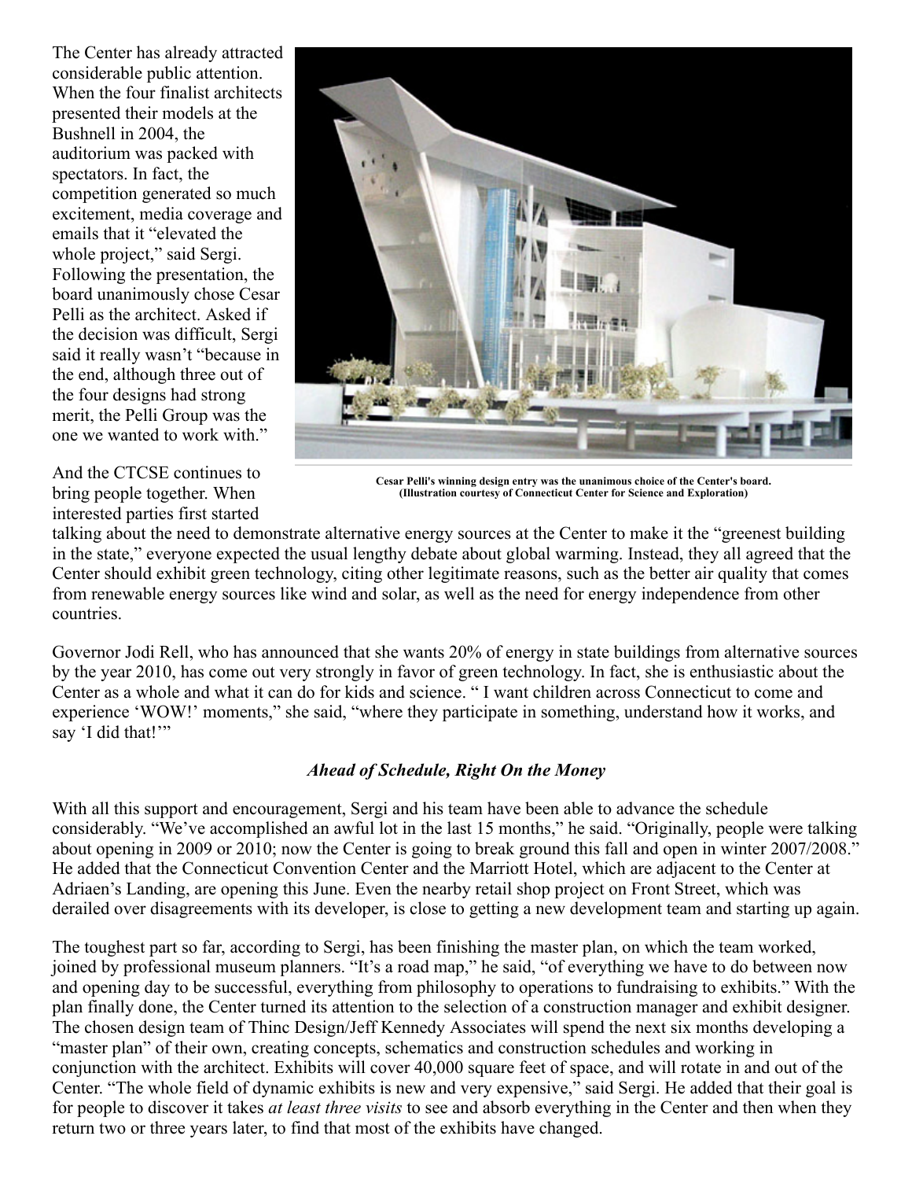The Center has already attracted considerable public attention. When the four finalist architects presented their models at the Bushnell in 2004, the auditorium was packed with spectators. In fact, the competition generated so much excitement, media coverage and emails that it "elevated the whole project," said Sergi. Following the presentation, the board unanimously chose Cesar Pelli as the architect. Asked if the decision was difficult, Sergi said it really wasn't "because in the end, although three out of the four designs had strong merit, the Pelli Group was the one we wanted to work with."

**Cesar Pelli's winning design entry was the unanimous choice of the Center's board. (Illustration courtesy of Connecticut Center for Science and Exploration)**

And the CTCSE continues to bring people together. When interested parties first started talking about the need to demonstrate alternative energy sources at the Center to make it the "greenest building in the state," everyone expected the usual lengthy debate about global warming. Instead, they all agreed that the Center should exhibit green technology, citing other legitimate reasons, such as the better air quality that comes from renewable energy sources like wind and solar, as well as the need for energy independence from other countries.

Governor Jodi Rell, who has announced that she wants 20% of energy in state buildings from alternative sources by the year 2010, has come out very strongly in favor of green technology. In fact, she is enthusiastic about the Center as a whole and what it can do for kids and science. " I want children across Connecticut to come and experience 'WOW!' moments," she said, "where they participate in something, understand how it works, and say 'I did that!'"

### *Ahead of Schedule, Right On the Money*

With all this support and encouragement, Sergi and his team have been able to advance the schedule considerably. "We've accomplished an awful lot in the last 15 months," he said. "Originally, people were talking about opening in 2009 or 2010; now the Center is going to break ground this fall and open in winter 2007/2008." He added that the Connecticut Convention Center and the Marriott Hotel, which are adjacent to the Center at Adriaen's Landing, are opening this June. Even the nearby retail shop project on Front Street, which was derailed over disagreements with its developer, is close to getting a new development team and starting up again.

The toughest part so far, according to Sergi, has been finishing the master plan, on which the team worked, joined by professional museum planners. "It's a road map," he said, "of everything we have to do between now and opening day to be successful, everything from philosophy to operations to fundraising to exhibits." With the plan finally done, the Center turned its attention to the selection of a construction manager and exhibit designer. The chosen design team of Thinc Design/Jeff Kennedy Associates will spend the next six months developing a "master plan" of their own, creating concepts, schematics and construction schedules and working in conjunction with the architect. Exhibits will cover 40,000 square feet of space, and will rotate in and out of the Center. "The whole field of dynamic exhibits is new and very expensive," said Sergi. He added that their goal is for people to discover it takes *at least three visits* to see and absorb everything in the Center and then when they return two or three years later, to find that most of the exhibits have changed.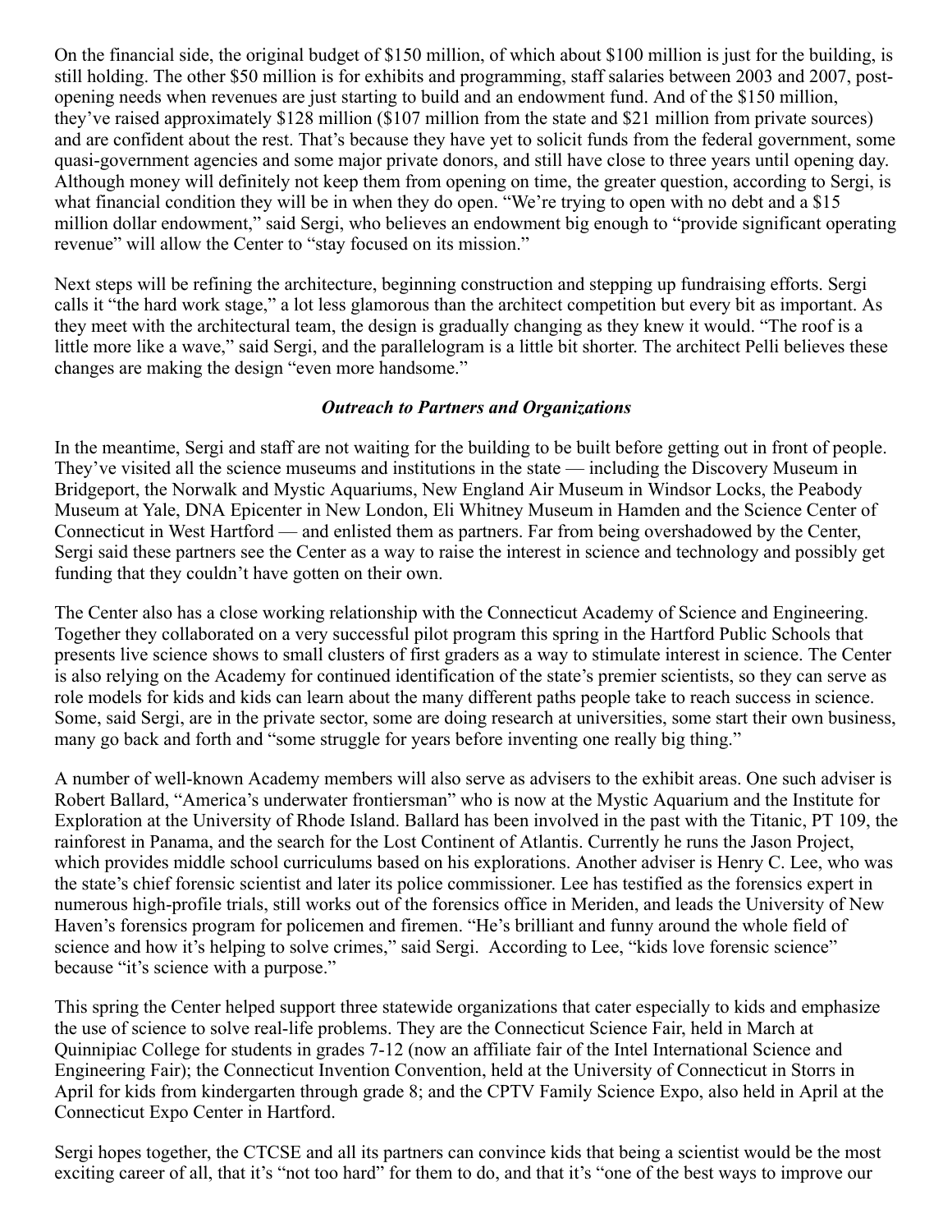On the financial side, the original budget of $150 million, of which about $100 million is just for the building, is still holding. The other $50 million is for exhibits and programming, staff salaries between 2003 and 2007, post-opening needs when revenues are just starting to build and an endowment fund. And of the $150 million, they've raised approximately $128 million ($107 million from the state and $21 million from private sources) and are confident about the rest. That's because they have yet to solicit funds from the federal government, some quasi-government agencies and some major private donors, and still have close to three years until opening day. Although money will definitely not keep them from opening on time, the greater question, according to Sergi, is what financial condition they will be in when they do open. "We're trying to open with no debt and a $15 million dollar endowment," said Sergi, who believes an endowment big enough to "provide significant operating revenue" will allow the Center to "stay focused on its mission."

Next steps will be refining the architecture, beginning construction and stepping up fundraising efforts. Sergi calls it "the hard work stage," a lot less glamorous than the architect competition but every bit as important. As they meet with the architectural team, the design is gradually changing as they knew it would. "The roof is a little more like a wave," said Sergi, and the parallelogram is a little bit shorter. The architect Pelli believes these changes are making the design "even more handsome."

### *Outreach to Partners and Organizations*

In the meantime, Sergi and staff are not waiting for the building to be built before getting out in front of people. They've visited all the science museums and institutions in the state — including the Discovery Museum in Bridgeport, the Norwalk and Mystic Aquariums, New England Air Museum in Windsor Locks, the Peabody Museum at Yale, DNA Epicenter in New London, Eli Whitney Museum in Hamden and the Science Center of Connecticut in West Hartford — and enlisted them as partners. Far from being overshadowed by the Center, Sergi said these partners see the Center as a way to raise the interest in science and technology and possibly get funding that they couldn't have gotten on their own.

The Center also has a close working relationship with the Connecticut Academy of Science and Engineering. Together they collaborated on a very successful pilot program this spring in the Hartford Public Schools that presents live science shows to small clusters of first graders as a way to stimulate interest in science. The Center is also relying on the Academy for continued identification of the state's premier scientists, so they can serve as role models for kids and kids can learn about the many different paths people take to reach success in science. Some, said Sergi, are in the private sector, some are doing research at universities, some start their own business, many go back and forth and "some struggle for years before inventing one really big thing."

A number of well-known Academy members will also serve as advisers to the exhibit areas. One such adviser is Robert Ballard, "America's underwater frontiersman" who is now at the Mystic Aquarium and the Institute for Exploration at the University of Rhode Island. Ballard has been involved in the past with the Titanic, PT 109, the rainforest in Panama, and the search for the Lost Continent of Atlantis. Currently he runs the Jason Project, which provides middle school curriculums based on his explorations. Another adviser is Henry C. Lee, who was the state's chief forensic scientist and later its police commissioner. Lee has testified as the forensics expert in numerous high-profile trials, still works out of the forensics office in Meriden, and leads the University of New Haven's forensics program for policemen and firemen. "He's brilliant and funny around the whole field of science and how it's helping to solve crimes," said Sergi. According to Lee, "kids love forensic science" because "it's science with a purpose."

This spring the Center helped support three statewide organizations that cater especially to kids and emphasize the use of science to solve real-life problems. They are the Connecticut Science Fair, held in March at Quinnipiac College for students in grades 7-12 (now an affiliate fair of the Intel International Science and Engineering Fair); the Connecticut Invention Convention, held at the University of Connecticut in Storrs in April for kids from kindergarten through grade 8; and the CPTV Family Science Expo, also held in April at the Connecticut Expo Center in Hartford.

Sergi hopes together, the CTCSE and all its partners can convince kids that being a scientist would be the most exciting career of all, that it's "not too hard" for them to do, and that it's "one of the best ways to improve our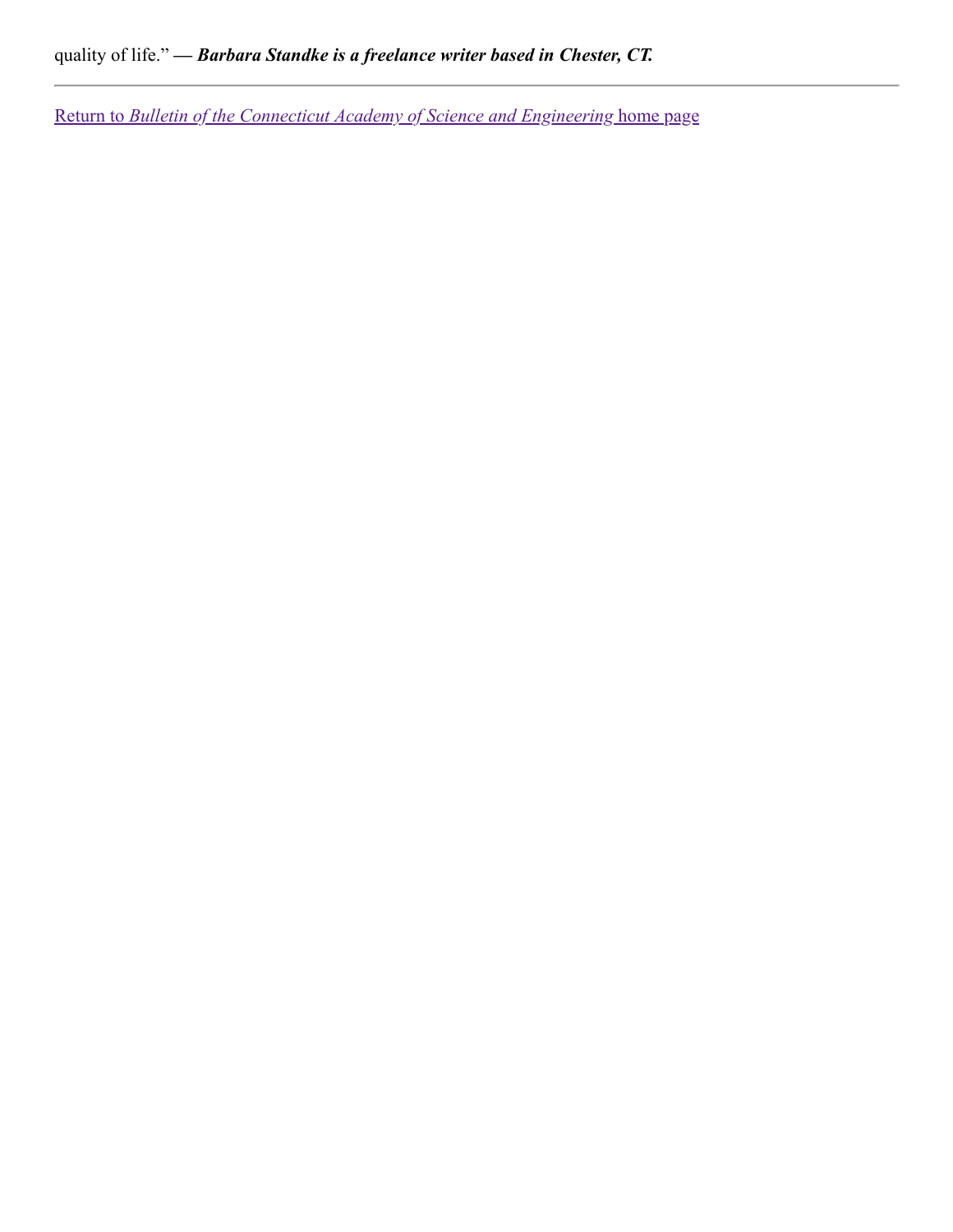quality of life." — ***Barbara Standke is a freelance writer based in Chester, CT.***

---

Return to *Bulletin of the Connecticut Academy of Science and Engineering* home page